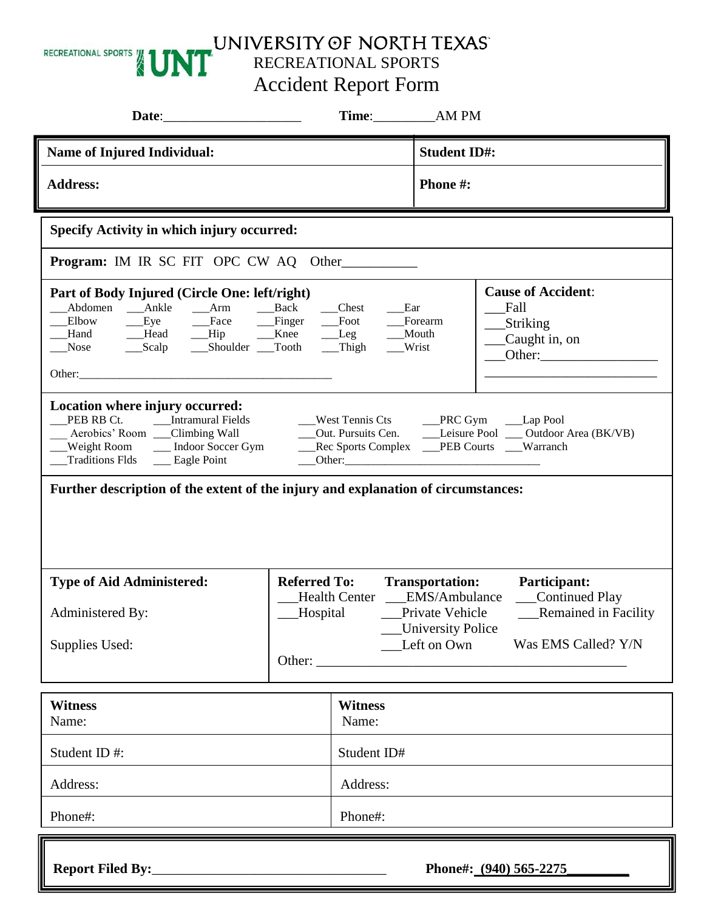RECREATIONAL SPORTS UNT

# UNIVERSITY OF NORTH TEXAS
## RECREATIONAL SPORTS
## Accident Report Form

**Date**:____________________ **Time**:_________AM PM

| **Name of Injured Individual:** | **Student ID#:** |
|---|---|
| **Address:** | **Phone #:** |

**Specify Activity in which injury occurred:**

**Program:** IM IR SC FIT OPC CW AQ Other___________

**Part of Body Injured (Circle One: left/right)**

___Abdomen ___Ankle ___Arm ___Back ___Chest ___Ear
___Elbow ___Eye ___Face ___Finger ___Foot ___Forearm
___Hand ___Head ___Hip ___Knee ___Leg ___Mouth
___Nose ___Scalp ___Shoulder ___Tooth ___Thigh ___Wrist

Other:_____________________________________________

**Cause of Accident**:
___Fall
___Striking
___Caught in, on
___Other:_________________
__________________________

**Location where injury occurred:**

___PEB RB Ct. ___Intramural Fields ___West Tennis Cts ___PRC Gym ___Lap Pool
___ Aerobics' Room ___Climbing Wall ___Out. Pursuits Cen. ___Leisure Pool ___ Outdoor Area (BK/VB)
___Weight Room ___ Indoor Soccer Gym ___Rec Sports Complex ___PEB Courts ___Warranch
___Traditions Flds ___ Eagle Point ___Other:__________________________________

**Further description of the extent of the injury and explanation of circumstances:**

**Type of Aid Administered:**

Administered By:

Supplies Used:

**Referred To:**
___Health Center
___Hospital

**Transportation:**
___EMS/Ambulance
___Private Vehicle
___University Police
___Left on Own

**Participant:**
___Continued Play
___Remained in Facility

Was EMS Called? Y/N

Other: _____________________________________________

| **Witness** Name: | **Witness** Name: |
|---|---|
| Student ID #: | Student ID# |
| Address: | Address: |
| Phone#: | Phone#: |

**Report Filed By:**__________________________________ **Phone#: (940) 565-2275**_________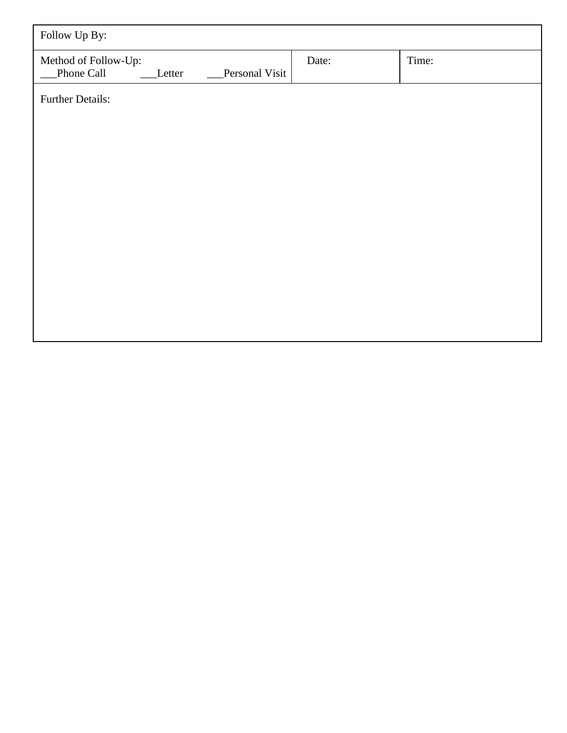| Follow Up By: | | |
|---|---|---|
| Method of Follow-Up:<br>___Phone Call ___Letter ___Personal Visit | Date: | Time: |
| Further Details: | | |